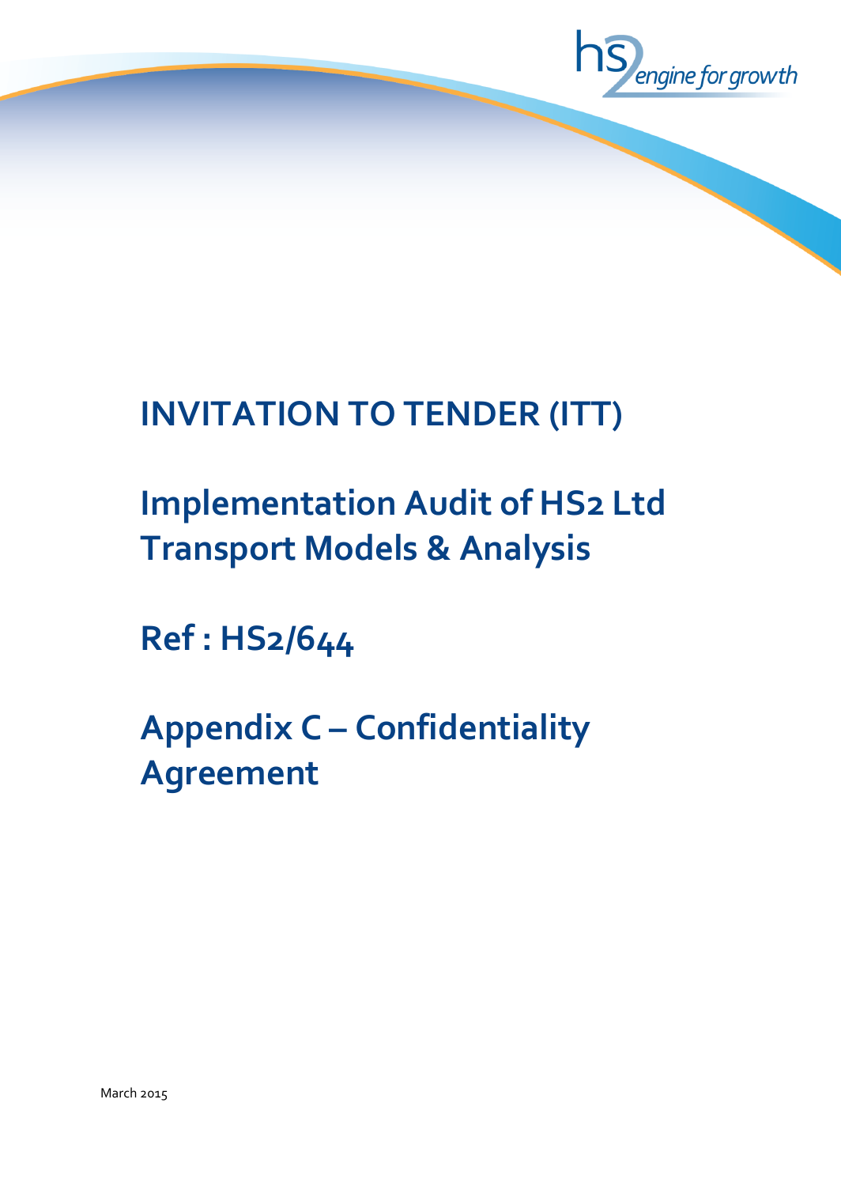hs2 engine for growth

# INVITATION TO TENDER (ITT)

# Implementation Audit of HS2 Ltd Transport Models & Analysis

# Ref : HS2/644

# Appendix C – Confidentiality Agreement

March 2015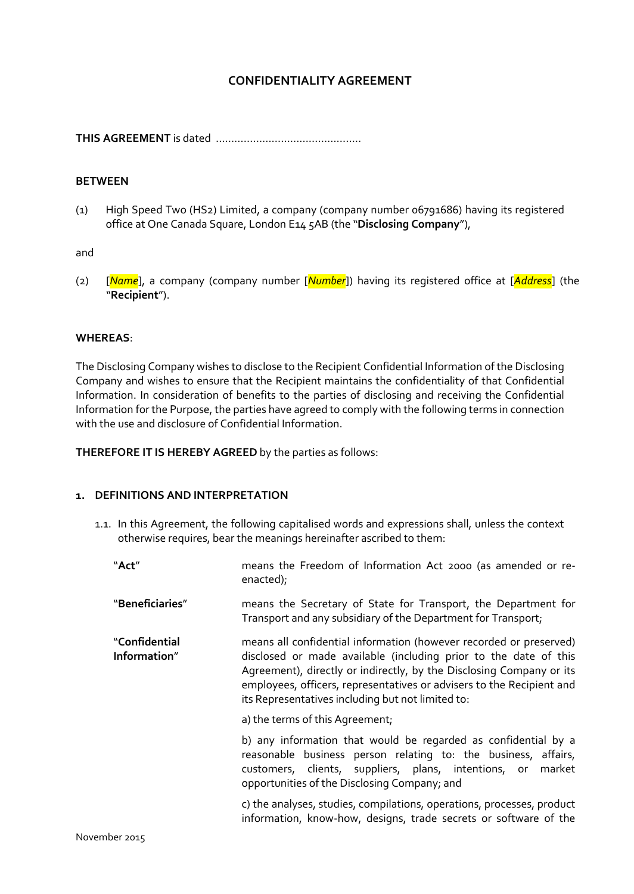# CONFIDENTIALITY AGREEMENT

**THIS AGREEMENT** is dated ..............................................

**BETWEEN**

(1) High Speed Two (HS2) Limited, a company (company number 06791686) having its registered office at One Canada Square, London E14 5AB (the "**Disclosing Company**"),

and

(2) [*Name*], a company (company number [*Number*]) having its registered office at [*Address*] (the "**Recipient**").

**WHEREAS**:

The Disclosing Company wishes to disclose to the Recipient Confidential Information of the Disclosing Company and wishes to ensure that the Recipient maintains the confidentiality of that Confidential Information. In consideration of benefits to the parties of disclosing and receiving the Confidential Information for the Purpose, the parties have agreed to comply with the following terms in connection with the use and disclosure of Confidential Information.

**THEREFORE IT IS HEREBY AGREED** by the parties as follows:

## 1. DEFINITIONS AND INTERPRETATION

1.1. In this Agreement, the following capitalised words and expressions shall, unless the context otherwise requires, bear the meanings hereinafter ascribed to them:

| | |
|---|---|
| "**Act**" | means the Freedom of Information Act 2000 (as amended or re-enacted); |
| "**Beneficiaries**" | means the Secretary of State for Transport, the Department for Transport and any subsidiary of the Department for Transport; |
| "**Confidential Information**" | means all confidential information (however recorded or preserved) disclosed or made available (including prior to the date of this Agreement), directly or indirectly, by the Disclosing Company or its employees, officers, representatives or advisers to the Recipient and its Representatives including but not limited to: |
| | a) the terms of this Agreement; |
| | b) any information that would be regarded as confidential by a reasonable business person relating to: the business, affairs, customers, clients, suppliers, plans, intentions, or market opportunities of the Disclosing Company; and |
| | c) the analyses, studies, compilations, operations, processes, product information, know-how, designs, trade secrets or software of the |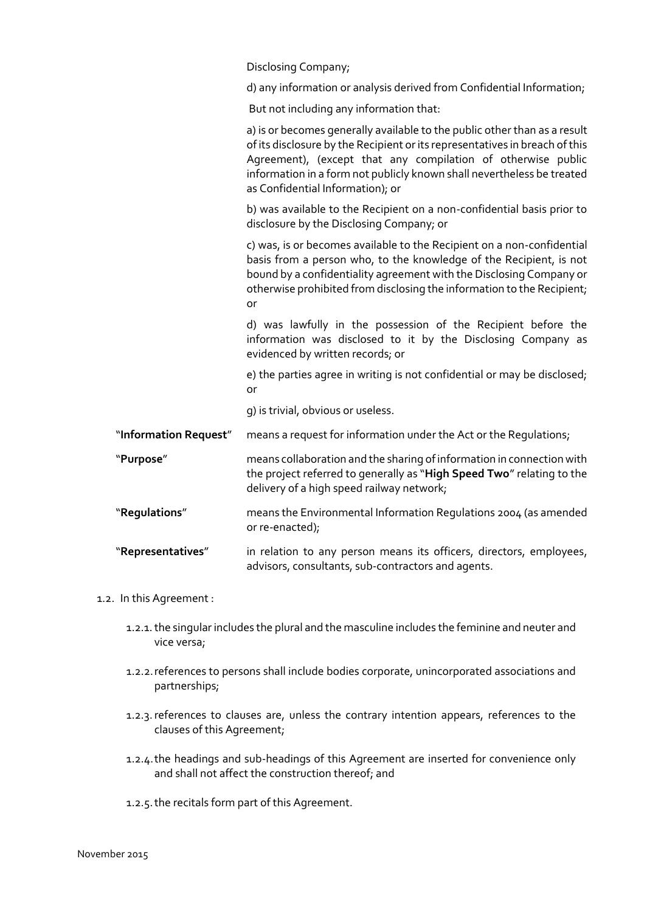Disclosing Company;

d) any information or analysis derived from Confidential Information;

But not including any information that:

a) is or becomes generally available to the public other than as a result of its disclosure by the Recipient or its representatives in breach of this Agreement), (except that any compilation of otherwise public information in a form not publicly known shall nevertheless be treated as Confidential Information); or

b) was available to the Recipient on a non-confidential basis prior to disclosure by the Disclosing Company; or

c) was, is or becomes available to the Recipient on a non-confidential basis from a person who, to the knowledge of the Recipient, is not bound by a confidentiality agreement with the Disclosing Company or otherwise prohibited from disclosing the information to the Recipient; or

d) was lawfully in the possession of the Recipient before the information was disclosed to it by the Disclosing Company as evidenced by written records; or

e) the parties agree in writing is not confidential or may be disclosed; or

g) is trivial, obvious or useless.

"**Information Request**" means a request for information under the Act or the Regulations;

"**Purpose**" means collaboration and the sharing of information in connection with the project referred to generally as "**High Speed Two**" relating to the delivery of a high speed railway network;

"**Regulations**" means the Environmental Information Regulations 2004 (as amended or re-enacted);

"**Representatives**" in relation to any person means its officers, directors, employees, advisors, consultants, sub-contractors and agents.

1.2. In this Agreement :

1.2.1. the singular includes the plural and the masculine includes the feminine and neuter and vice versa;

1.2.2. references to persons shall include bodies corporate, unincorporated associations and partnerships;

1.2.3. references to clauses are, unless the contrary intention appears, references to the clauses of this Agreement;

1.2.4. the headings and sub-headings of this Agreement are inserted for convenience only and shall not affect the construction thereof; and

1.2.5. the recitals form part of this Agreement.

November 2015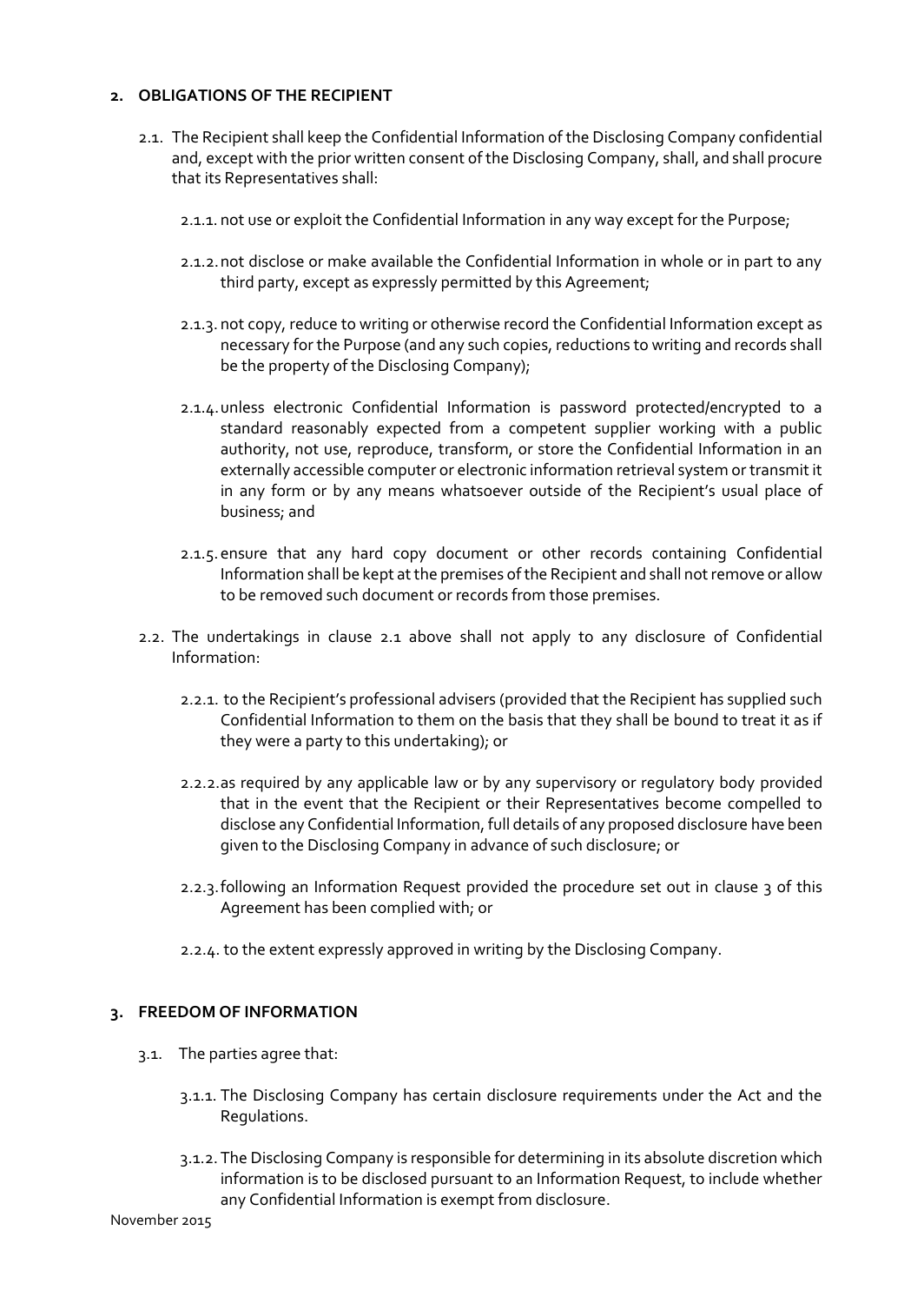## 2. OBLIGATIONS OF THE RECIPIENT

2.1. The Recipient shall keep the Confidential Information of the Disclosing Company confidential and, except with the prior written consent of the Disclosing Company, shall, and shall procure that its Representatives shall:

2.1.1. not use or exploit the Confidential Information in any way except for the Purpose;

2.1.2. not disclose or make available the Confidential Information in whole or in part to any third party, except as expressly permitted by this Agreement;

2.1.3. not copy, reduce to writing or otherwise record the Confidential Information except as necessary for the Purpose (and any such copies, reductions to writing and records shall be the property of the Disclosing Company);

2.1.4. unless electronic Confidential Information is password protected/encrypted to a standard reasonably expected from a competent supplier working with a public authority, not use, reproduce, transform, or store the Confidential Information in an externally accessible computer or electronic information retrieval system or transmit it in any form or by any means whatsoever outside of the Recipient's usual place of business; and

2.1.5. ensure that any hard copy document or other records containing Confidential Information shall be kept at the premises of the Recipient and shall not remove or allow to be removed such document or records from those premises.

2.2. The undertakings in clause 2.1 above shall not apply to any disclosure of Confidential Information:

2.2.1. to the Recipient's professional advisers (provided that the Recipient has supplied such Confidential Information to them on the basis that they shall be bound to treat it as if they were a party to this undertaking); or

2.2.2. as required by any applicable law or by any supervisory or regulatory body provided that in the event that the Recipient or their Representatives become compelled to disclose any Confidential Information, full details of any proposed disclosure have been given to the Disclosing Company in advance of such disclosure; or

2.2.3. following an Information Request provided the procedure set out in clause 3 of this Agreement has been complied with; or

2.2.4. to the extent expressly approved in writing by the Disclosing Company.

## 3. FREEDOM OF INFORMATION

3.1. The parties agree that:

3.1.1. The Disclosing Company has certain disclosure requirements under the Act and the Regulations.

3.1.2. The Disclosing Company is responsible for determining in its absolute discretion which information is to be disclosed pursuant to an Information Request, to include whether any Confidential Information is exempt from disclosure.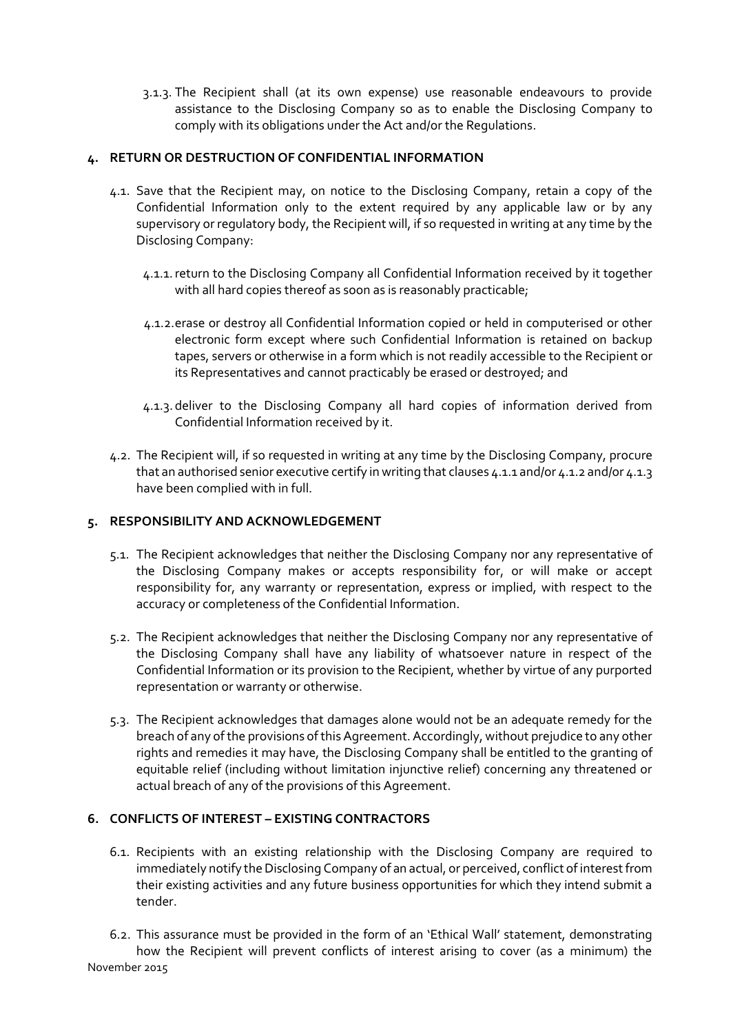3.1.3. The Recipient shall (at its own expense) use reasonable endeavours to provide assistance to the Disclosing Company so as to enable the Disclosing Company to comply with its obligations under the Act and/or the Regulations.

## 4. RETURN OR DESTRUCTION OF CONFIDENTIAL INFORMATION

4.1. Save that the Recipient may, on notice to the Disclosing Company, retain a copy of the Confidential Information only to the extent required by any applicable law or by any supervisory or regulatory body, the Recipient will, if so requested in writing at any time by the Disclosing Company:

4.1.1. return to the Disclosing Company all Confidential Information received by it together with all hard copies thereof as soon as is reasonably practicable;

4.1.2. erase or destroy all Confidential Information copied or held in computerised or other electronic form except where such Confidential Information is retained on backup tapes, servers or otherwise in a form which is not readily accessible to the Recipient or its Representatives and cannot practicably be erased or destroyed; and

4.1.3. deliver to the Disclosing Company all hard copies of information derived from Confidential Information received by it.

4.2. The Recipient will, if so requested in writing at any time by the Disclosing Company, procure that an authorised senior executive certify in writing that clauses 4.1.1 and/or 4.1.2 and/or 4.1.3 have been complied with in full.

## 5. RESPONSIBILITY AND ACKNOWLEDGEMENT

5.1. The Recipient acknowledges that neither the Disclosing Company nor any representative of the Disclosing Company makes or accepts responsibility for, or will make or accept responsibility for, any warranty or representation, express or implied, with respect to the accuracy or completeness of the Confidential Information.

5.2. The Recipient acknowledges that neither the Disclosing Company nor any representative of the Disclosing Company shall have any liability of whatsoever nature in respect of the Confidential Information or its provision to the Recipient, whether by virtue of any purported representation or warranty or otherwise.

5.3. The Recipient acknowledges that damages alone would not be an adequate remedy for the breach of any of the provisions of this Agreement. Accordingly, without prejudice to any other rights and remedies it may have, the Disclosing Company shall be entitled to the granting of equitable relief (including without limitation injunctive relief) concerning any threatened or actual breach of any of the provisions of this Agreement.

## 6. CONFLICTS OF INTEREST – EXISTING CONTRACTORS

6.1. Recipients with an existing relationship with the Disclosing Company are required to immediately notify the Disclosing Company of an actual, or perceived, conflict of interest from their existing activities and any future business opportunities for which they intend submit a tender.

6.2. This assurance must be provided in the form of an 'Ethical Wall' statement, demonstrating how the Recipient will prevent conflicts of interest arising to cover (as a minimum) the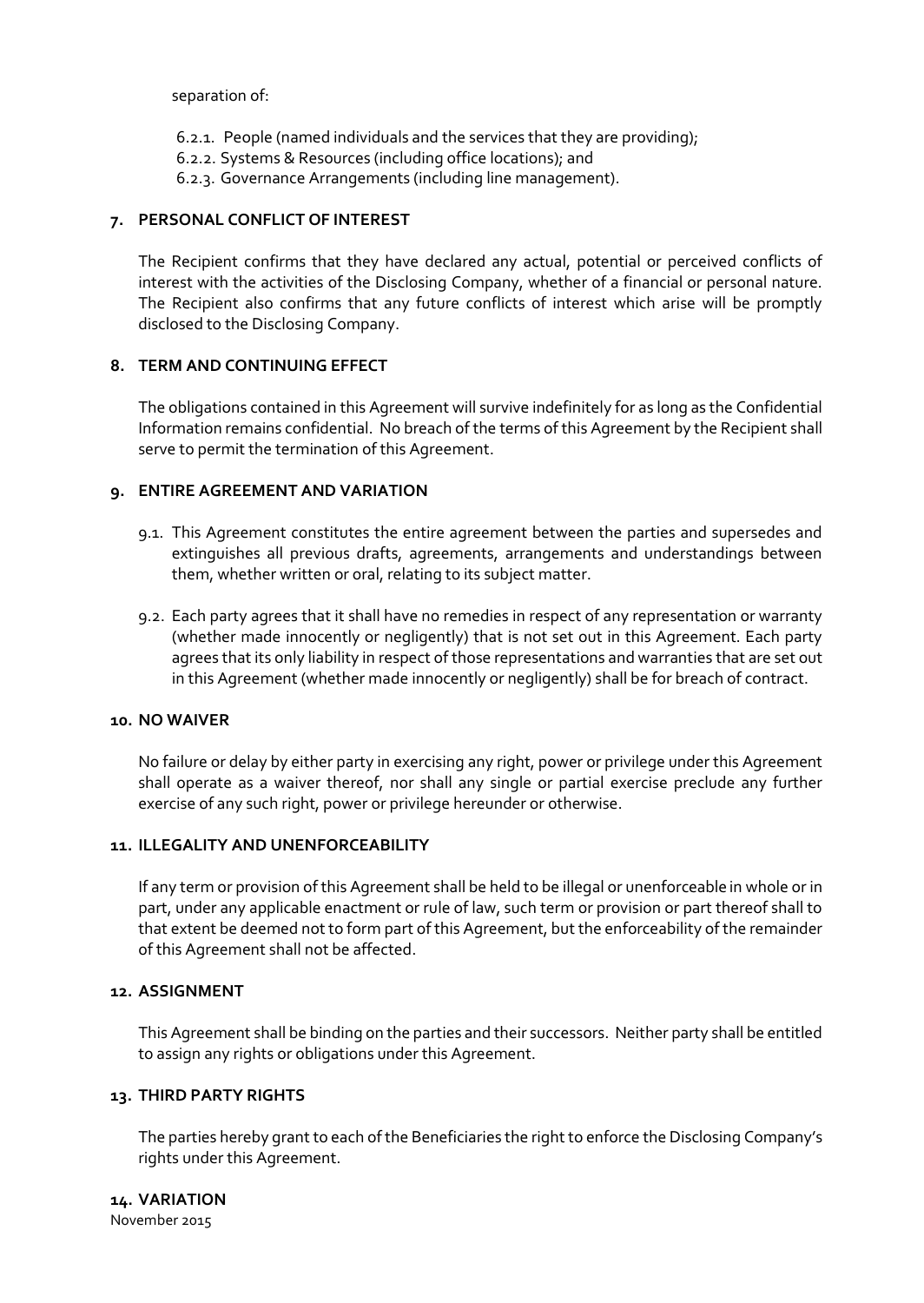separation of:

6.2.1. People (named individuals and the services that they are providing);
6.2.2. Systems & Resources (including office locations); and
6.2.3. Governance Arrangements (including line management).

## 7. PERSONAL CONFLICT OF INTEREST

The Recipient confirms that they have declared any actual, potential or perceived conflicts of interest with the activities of the Disclosing Company, whether of a financial or personal nature. The Recipient also confirms that any future conflicts of interest which arise will be promptly disclosed to the Disclosing Company.

## 8. TERM AND CONTINUING EFFECT

The obligations contained in this Agreement will survive indefinitely for as long as the Confidential Information remains confidential. No breach of the terms of this Agreement by the Recipient shall serve to permit the termination of this Agreement.

## 9. ENTIRE AGREEMENT AND VARIATION

9.1. This Agreement constitutes the entire agreement between the parties and supersedes and extinguishes all previous drafts, agreements, arrangements and understandings between them, whether written or oral, relating to its subject matter.

9.2. Each party agrees that it shall have no remedies in respect of any representation or warranty (whether made innocently or negligently) that is not set out in this Agreement. Each party agrees that its only liability in respect of those representations and warranties that are set out in this Agreement (whether made innocently or negligently) shall be for breach of contract.

## 10. NO WAIVER

No failure or delay by either party in exercising any right, power or privilege under this Agreement shall operate as a waiver thereof, nor shall any single or partial exercise preclude any further exercise of any such right, power or privilege hereunder or otherwise.

## 11. ILLEGALITY AND UNENFORCEABILITY

If any term or provision of this Agreement shall be held to be illegal or unenforceable in whole or in part, under any applicable enactment or rule of law, such term or provision or part thereof shall to that extent be deemed not to form part of this Agreement, but the enforceability of the remainder of this Agreement shall not be affected.

## 12. ASSIGNMENT

This Agreement shall be binding on the parties and their successors. Neither party shall be entitled to assign any rights or obligations under this Agreement.

## 13. THIRD PARTY RIGHTS

The parties hereby grant to each of the Beneficiaries the right to enforce the Disclosing Company's rights under this Agreement.

## 14. VARIATION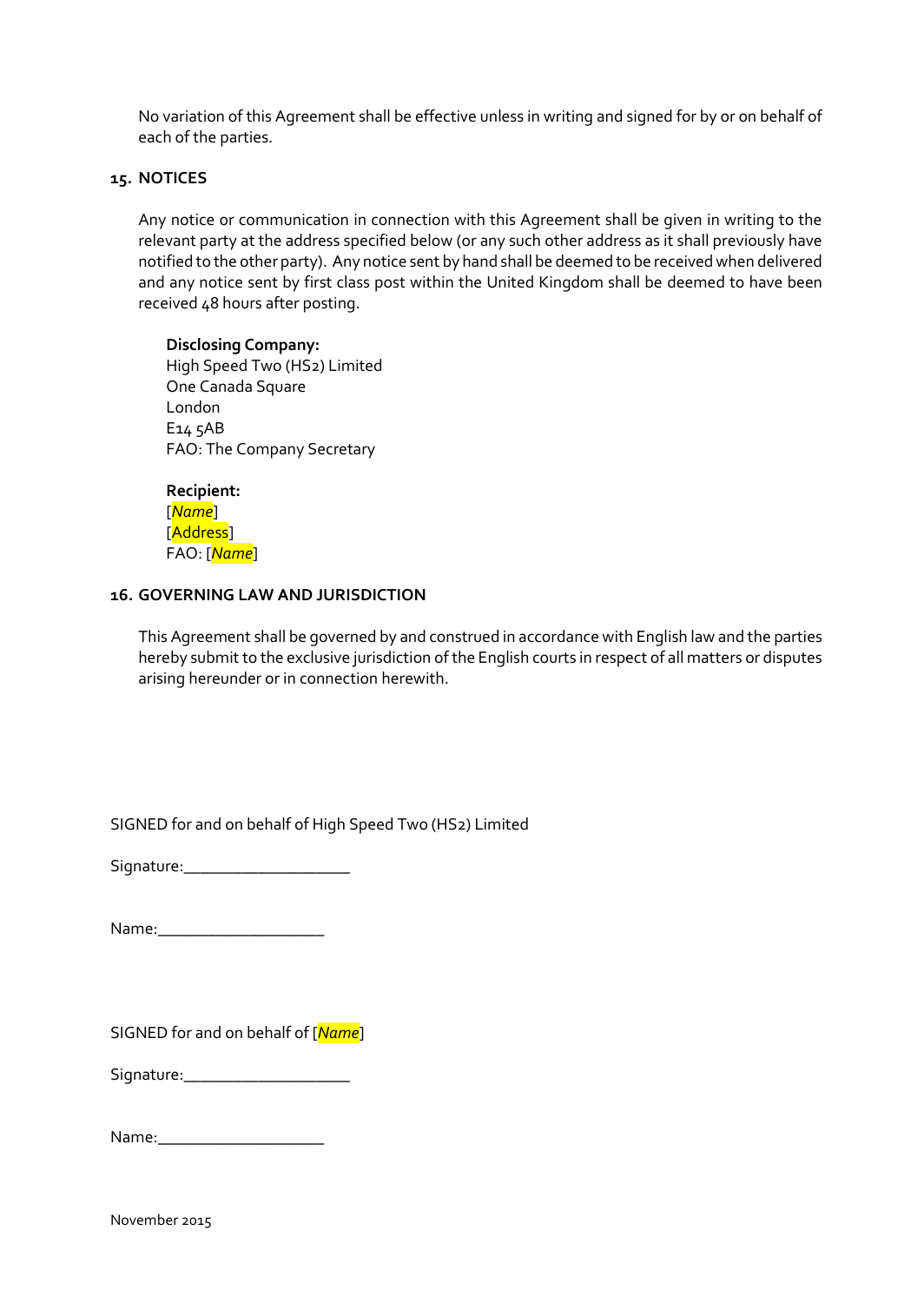No variation of this Agreement shall be effective unless in writing and signed for by or on behalf of each of the parties.

## 15. NOTICES

Any notice or communication in connection with this Agreement shall be given in writing to the relevant party at the address specified below (or any such other address as it shall previously have notified to the other party). Any notice sent by hand shall be deemed to be received when delivered and any notice sent by first class post within the United Kingdom shall be deemed to have been received 48 hours after posting.

**Disclosing Company:**
High Speed Two (HS2) Limited
One Canada Square
London
E14 5AB
FAO: The Company Secretary

**Recipient:**
[*Name*]
[Address]
FAO: [*Name*]

## 16. GOVERNING LAW AND JURISDICTION

This Agreement shall be governed by and construed in accordance with English law and the parties hereby submit to the exclusive jurisdiction of the English courts in respect of all matters or disputes arising hereunder or in connection herewith.

SIGNED for and on behalf of High Speed Two (HS2) Limited

Signature:____________________

Name:____________________

SIGNED for and on behalf of [*Name*]

Signature:____________________

Name:____________________

November 2015